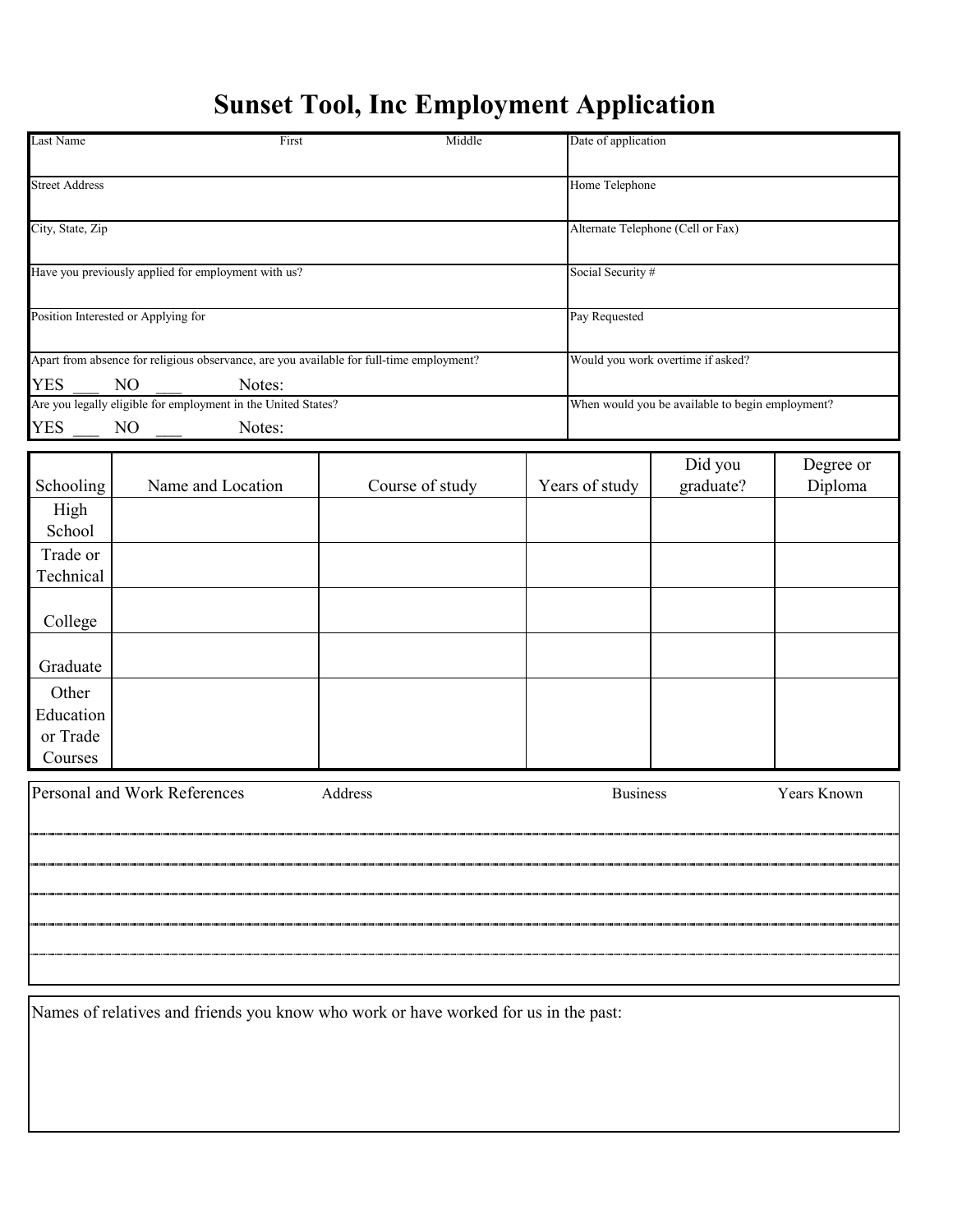# Sunset Tool, Inc Employment Application

| | |
|---|---|
| Last Name First Middle | Date of application |
| Street Address | Home Telephone |
| City, State, Zip | Alternate Telephone (Cell or Fax) |
| Have you previously applied for employment with us? | Social Security # |
| Position Interested or Applying for | Pay Requested |
| Apart from absence for religious observance, are you available for full-time employment? YES ___ NO ___ Notes: | Would you work overtime if asked? |
| Are you legally eligible for employment in the United States? YES ___ NO ___ Notes: | When would you be available to begin employment? |

| Schooling | Name and Location | Course of study | Years of study | Did you graduate? | Degree or Diploma |
|---|---|---|---|---|---|
| High School | | | | | |
| Trade or Technical | | | | | |
| College | | | | | |
| Graduate | | | | | |
| Other Education or Trade Courses | | | | | |

| Personal and Work References | Address | Business | Years Known |
|---|---|---|---|
| | | | |
| | | | |
| | | | |
| | | | |
| | | | |

Names of relatives and friends you know who work or have worked for us in the past: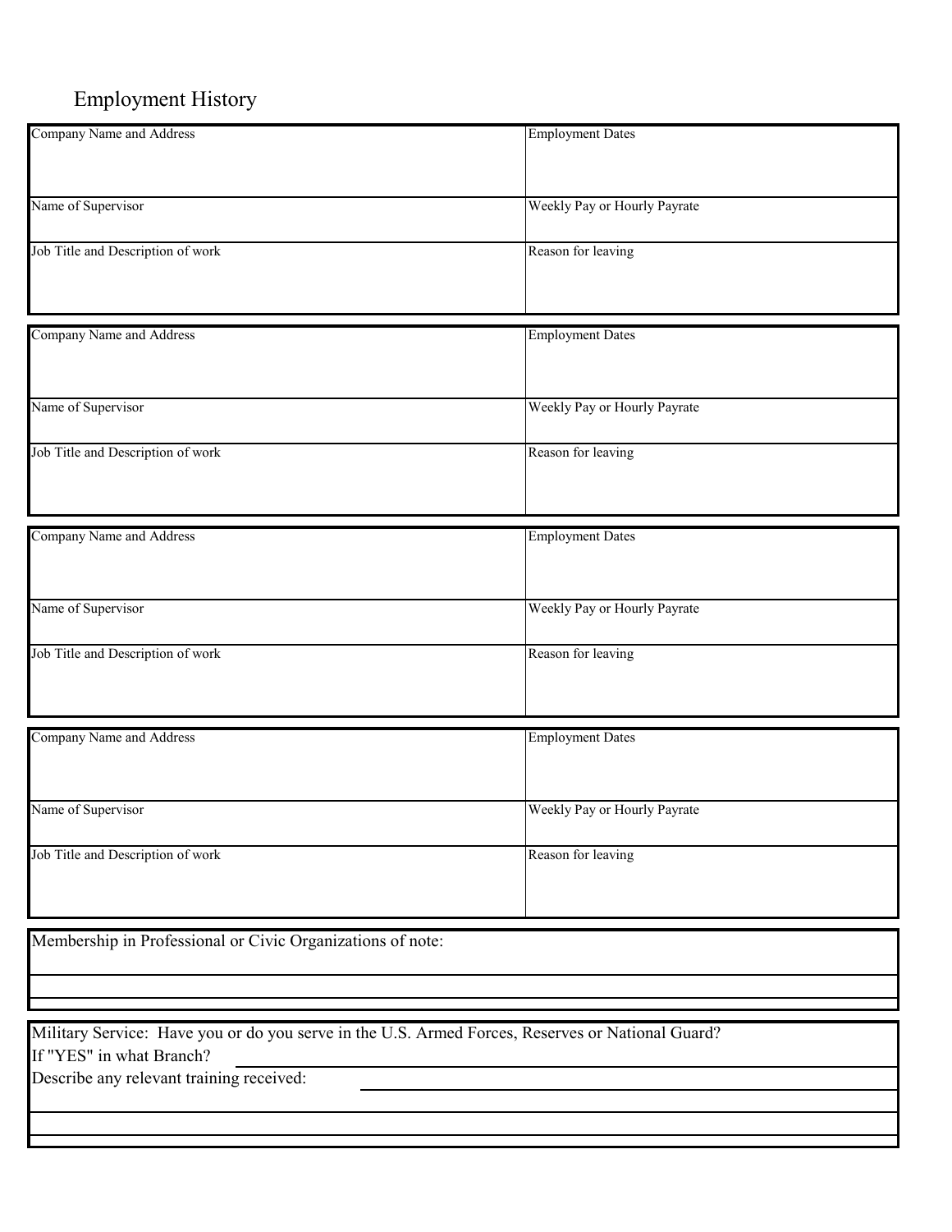# Employment History

| | |
|---|---|
| Company Name and Address | Employment Dates |
| Name of Supervisor | Weekly Pay or Hourly Payrate |
| Job Title and Description of work | Reason for leaving |

| | |
|---|---|
| Company Name and Address | Employment Dates |
| Name of Supervisor | Weekly Pay or Hourly Payrate |
| Job Title and Description of work | Reason for leaving |

| | |
|---|---|
| Company Name and Address | Employment Dates |
| Name of Supervisor | Weekly Pay or Hourly Payrate |
| Job Title and Description of work | Reason for leaving |

| | |
|---|---|
| Company Name and Address | Employment Dates |
| Name of Supervisor | Weekly Pay or Hourly Payrate |
| Job Title and Description of work | Reason for leaving |

Membership in Professional or Civic Organizations of note:

Military Service: Have you or do you serve in the U.S. Armed Forces, Reserves or National Guard?

If "YES" in what Branch?

Describe any relevant training received: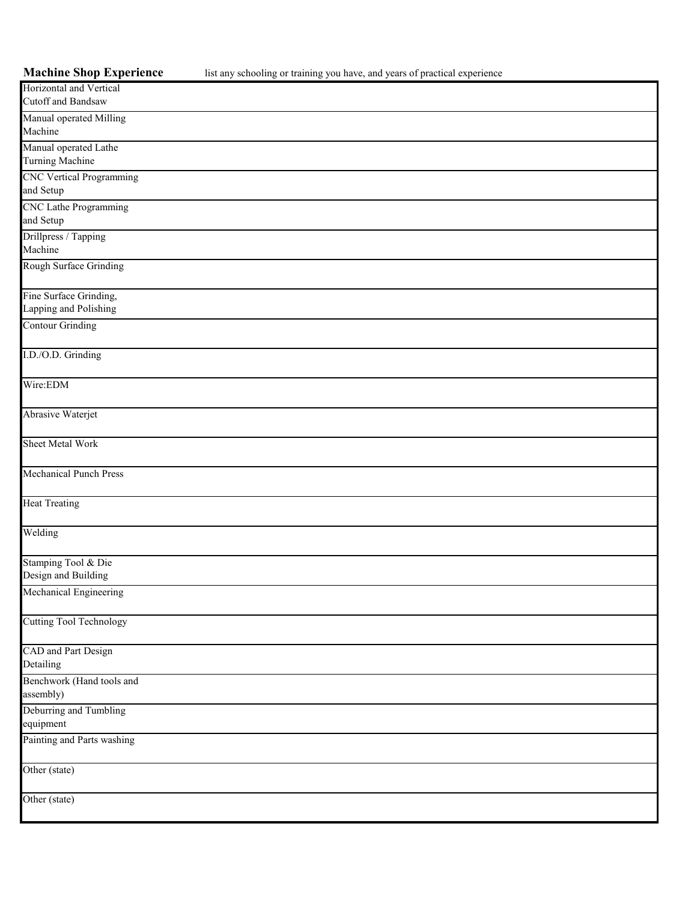**Machine Shop Experience** list any schooling or training you have, and years of practical experience

| | |
|---|---|
| Horizontal and Vertical Cutoff and Bandsaw | |
| Manual operated Milling Machine | |
| Manual operated Lathe Turning Machine | |
| CNC Vertical Programming and Setup | |
| CNC Lathe Programming and Setup | |
| Drillpress / Tapping Machine | |
| Rough Surface Grinding | |
| Fine Surface Grinding, Lapping and Polishing | |
| Contour Grinding | |
| I.D./O.D. Grinding | |
| Wire:EDM | |
| Abrasive Waterjet | |
| Sheet Metal Work | |
| Mechanical Punch Press | |
| Heat Treating | |
| Welding | |
| Stamping Tool & Die Design and Building | |
| Mechanical Engineering | |
| Cutting Tool Technology | |
| CAD and Part Design Detailing | |
| Benchwork (Hand tools and assembly) | |
| Deburring and Tumbling equipment | |
| Painting and Parts washing | |
| Other (state) | |
| Other (state) | |